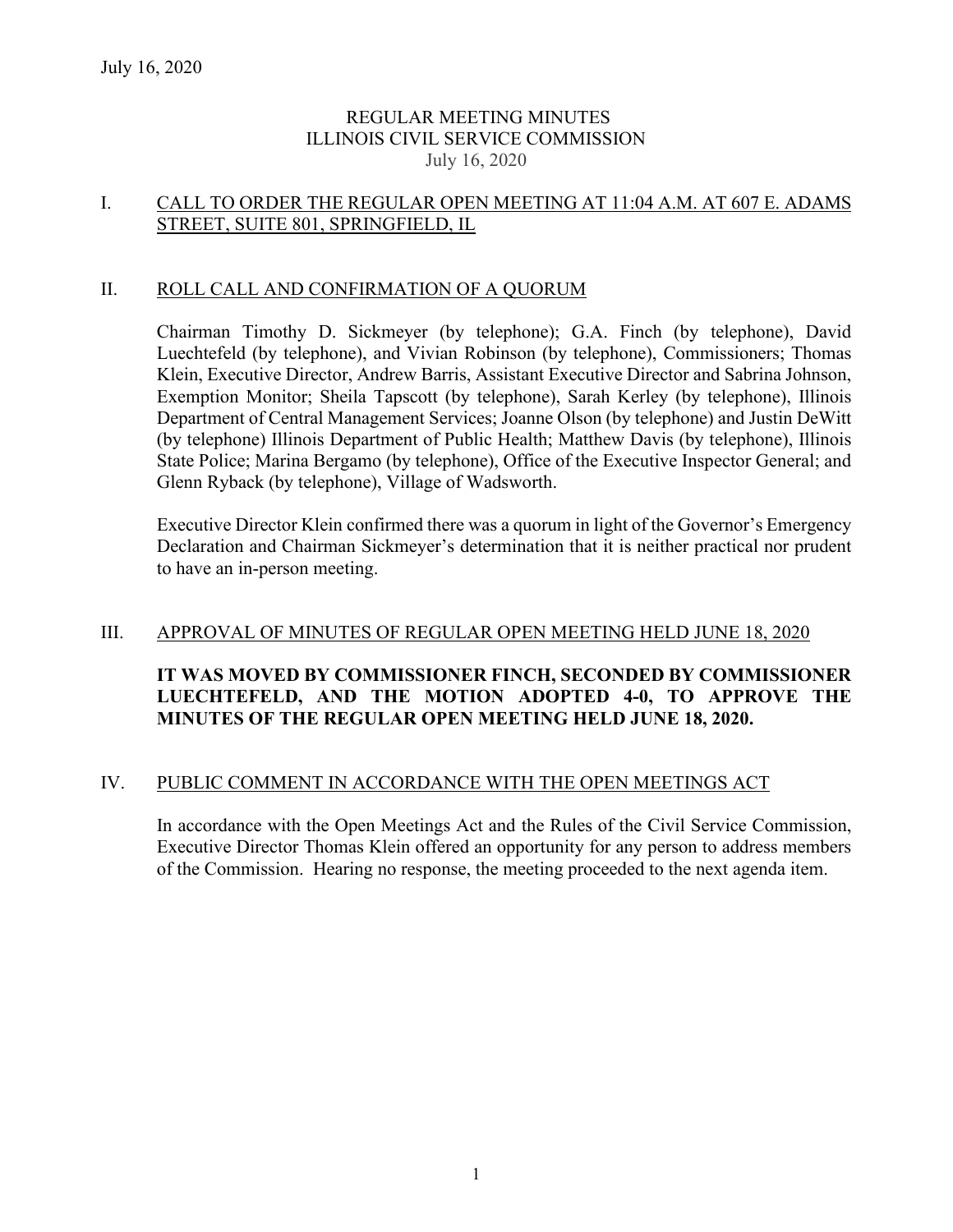July 16, 2020

# REGULAR MEETING MINUTES
# ILLINOIS CIVIL SERVICE COMMISSION
July 16, 2020

## I. CALL TO ORDER THE REGULAR OPEN MEETING AT 11:04 A.M. AT 607 E. ADAMS STREET, SUITE 801, SPRINGFIELD, IL

## II. ROLL CALL AND CONFIRMATION OF A QUORUM

Chairman Timothy D. Sickmeyer (by telephone); G.A. Finch (by telephone), David Luechtefeld (by telephone), and Vivian Robinson (by telephone), Commissioners; Thomas Klein, Executive Director, Andrew Barris, Assistant Executive Director and Sabrina Johnson, Exemption Monitor; Sheila Tapscott (by telephone), Sarah Kerley (by telephone), Illinois Department of Central Management Services; Joanne Olson (by telephone) and Justin DeWitt (by telephone) Illinois Department of Public Health; Matthew Davis (by telephone), Illinois State Police; Marina Bergamo (by telephone), Office of the Executive Inspector General; and Glenn Ryback (by telephone), Village of Wadsworth.

Executive Director Klein confirmed there was a quorum in light of the Governor's Emergency Declaration and Chairman Sickmeyer's determination that it is neither practical nor prudent to have an in-person meeting.

## III. APPROVAL OF MINUTES OF REGULAR OPEN MEETING HELD JUNE 18, 2020

**IT WAS MOVED BY COMMISSIONER FINCH, SECONDED BY COMMISSIONER LUECHTEFELD, AND THE MOTION ADOPTED 4-0, TO APPROVE THE MINUTES OF THE REGULAR OPEN MEETING HELD JUNE 18, 2020.**

## IV. PUBLIC COMMENT IN ACCORDANCE WITH THE OPEN MEETINGS ACT

In accordance with the Open Meetings Act and the Rules of the Civil Service Commission, Executive Director Thomas Klein offered an opportunity for any person to address members of the Commission. Hearing no response, the meeting proceeded to the next agenda item.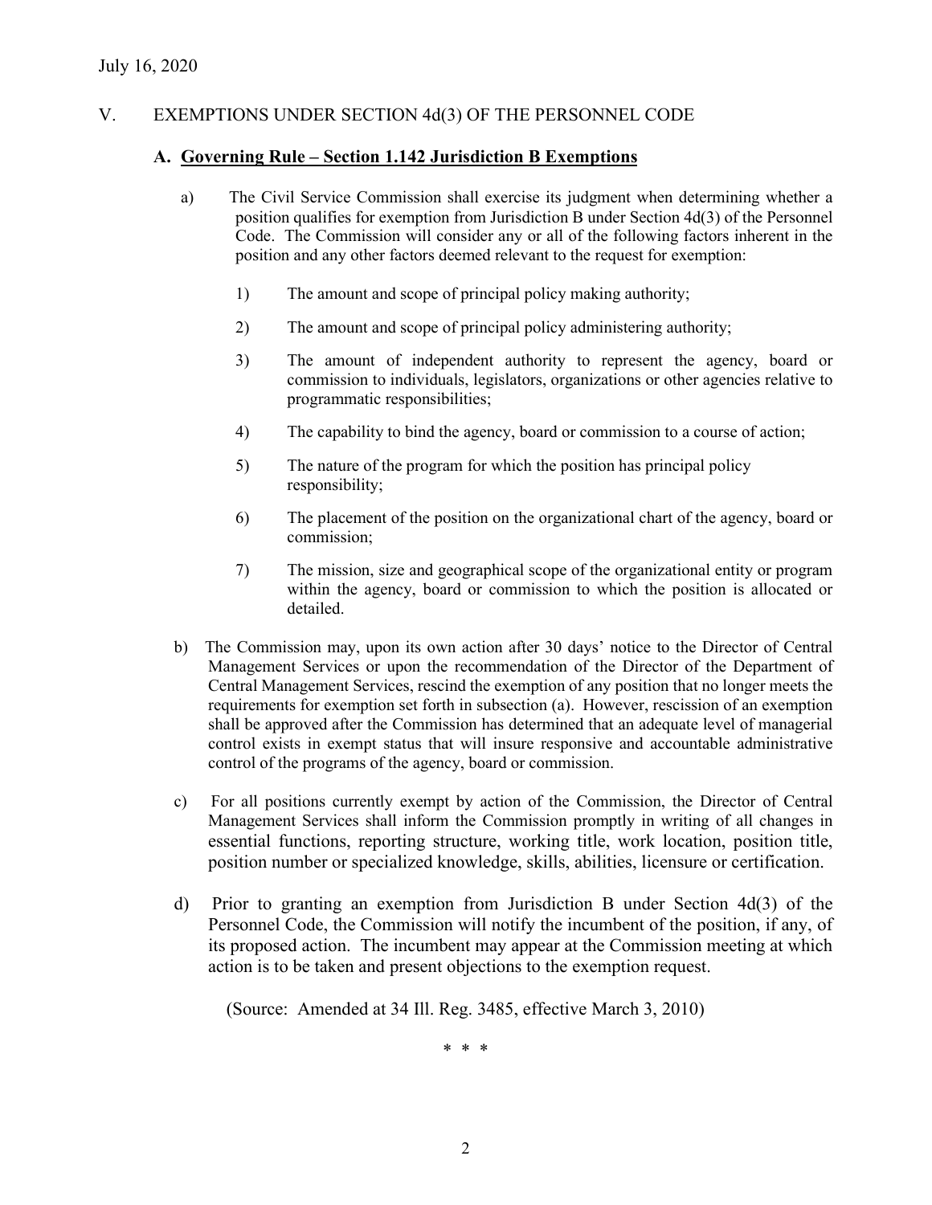July 16, 2020

## V. EXEMPTIONS UNDER SECTION 4d(3) OF THE PERSONNEL CODE

### A. Governing Rule – Section 1.142 Jurisdiction B Exemptions

a) The Civil Service Commission shall exercise its judgment when determining whether a position qualifies for exemption from Jurisdiction B under Section 4d(3) of the Personnel Code. The Commission will consider any or all of the following factors inherent in the position and any other factors deemed relevant to the request for exemption:

1) The amount and scope of principal policy making authority;

2) The amount and scope of principal policy administering authority;

3) The amount of independent authority to represent the agency, board or commission to individuals, legislators, organizations or other agencies relative to programmatic responsibilities;

4) The capability to bind the agency, board or commission to a course of action;

5) The nature of the program for which the position has principal policy responsibility;

6) The placement of the position on the organizational chart of the agency, board or commission;

7) The mission, size and geographical scope of the organizational entity or program within the agency, board or commission to which the position is allocated or detailed.

b) The Commission may, upon its own action after 30 days' notice to the Director of Central Management Services or upon the recommendation of the Director of the Department of Central Management Services, rescind the exemption of any position that no longer meets the requirements for exemption set forth in subsection (a). However, rescission of an exemption shall be approved after the Commission has determined that an adequate level of managerial control exists in exempt status that will insure responsive and accountable administrative control of the programs of the agency, board or commission.

c) For all positions currently exempt by action of the Commission, the Director of Central Management Services shall inform the Commission promptly in writing of all changes in essential functions, reporting structure, working title, work location, position title, position number or specialized knowledge, skills, abilities, licensure or certification.

d) Prior to granting an exemption from Jurisdiction B under Section 4d(3) of the Personnel Code, the Commission will notify the incumbent of the position, if any, of its proposed action. The incumbent may appear at the Commission meeting at which action is to be taken and present objections to the exemption request.

(Source: Amended at 34 Ill. Reg. 3485, effective March 3, 2010)

\* \* \*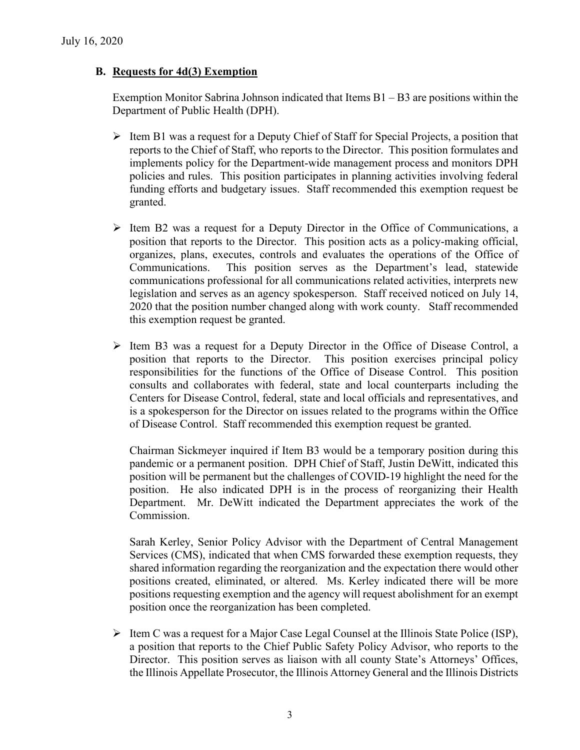July 16, 2020

**B. Requests for 4d(3) Exemption**

Exemption Monitor Sabrina Johnson indicated that Items B1 – B3 are positions within the Department of Public Health (DPH).

- Item B1 was a request for a Deputy Chief of Staff for Special Projects, a position that reports to the Chief of Staff, who reports to the Director. This position formulates and implements policy for the Department-wide management process and monitors DPH policies and rules. This position participates in planning activities involving federal funding efforts and budgetary issues. Staff recommended this exemption request be granted.

- Item B2 was a request for a Deputy Director in the Office of Communications, a position that reports to the Director. This position acts as a policy-making official, organizes, plans, executes, controls and evaluates the operations of the Office of Communications. This position serves as the Department's lead, statewide communications professional for all communications related activities, interprets new legislation and serves as an agency spokesperson. Staff received noticed on July 14, 2020 that the position number changed along with work county. Staff recommended this exemption request be granted.

- Item B3 was a request for a Deputy Director in the Office of Disease Control, a position that reports to the Director. This position exercises principal policy responsibilities for the functions of the Office of Disease Control. This position consults and collaborates with federal, state and local counterparts including the Centers for Disease Control, federal, state and local officials and representatives, and is a spokesperson for the Director on issues related to the programs within the Office of Disease Control. Staff recommended this exemption request be granted.

  Chairman Sickmeyer inquired if Item B3 would be a temporary position during this pandemic or a permanent position. DPH Chief of Staff, Justin DeWitt, indicated this position will be permanent but the challenges of COVID-19 highlight the need for the position. He also indicated DPH is in the process of reorganizing their Health Department. Mr. DeWitt indicated the Department appreciates the work of the Commission.

  Sarah Kerley, Senior Policy Advisor with the Department of Central Management Services (CMS), indicated that when CMS forwarded these exemption requests, they shared information regarding the reorganization and the expectation there would other positions created, eliminated, or altered. Ms. Kerley indicated there will be more positions requesting exemption and the agency will request abolishment for an exempt position once the reorganization has been completed.

- Item C was a request for a Major Case Legal Counsel at the Illinois State Police (ISP), a position that reports to the Chief Public Safety Policy Advisor, who reports to the Director. This position serves as liaison with all county State's Attorneys' Offices, the Illinois Appellate Prosecutor, the Illinois Attorney General and the Illinois Districts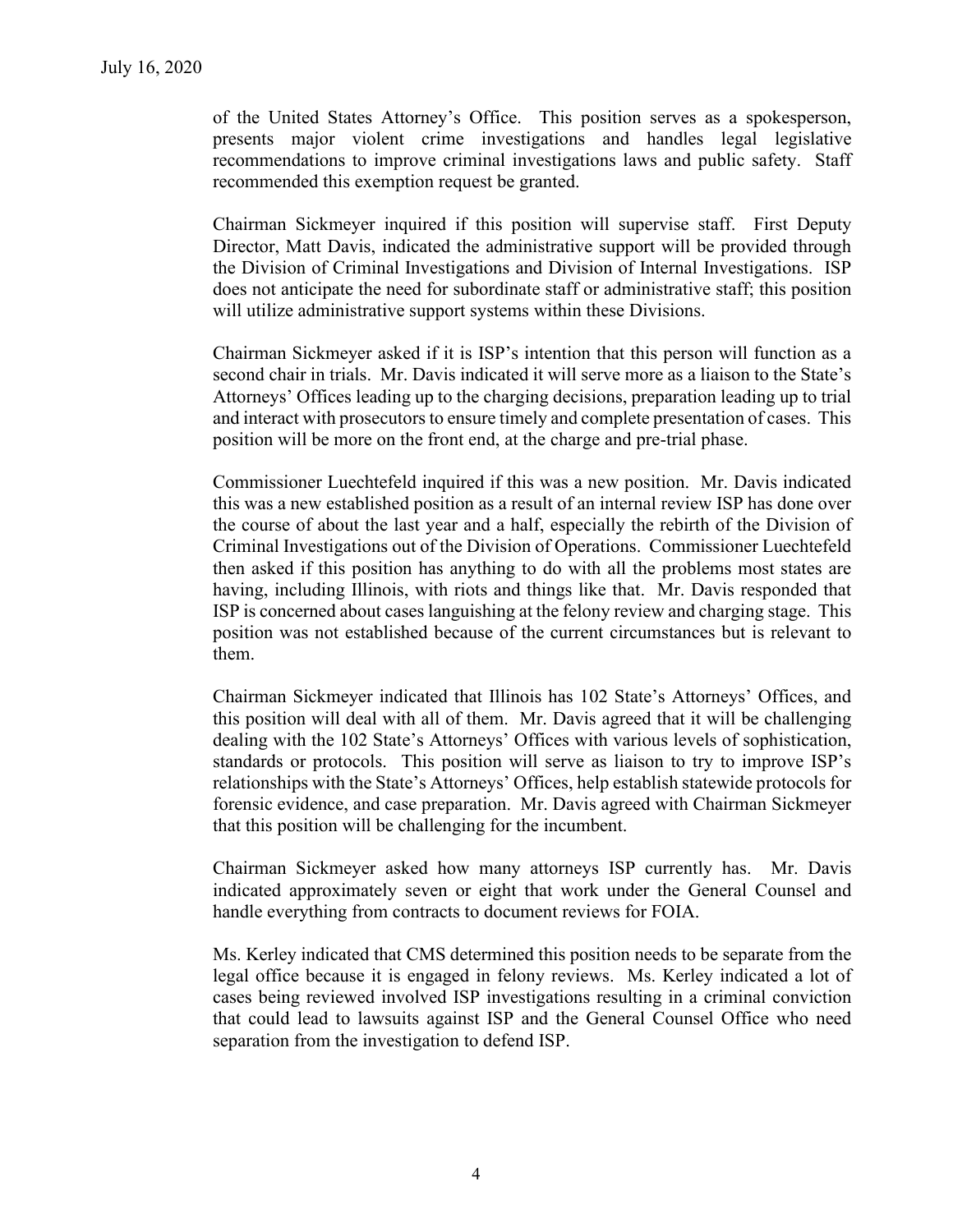of the United States Attorney's Office. This position serves as a spokesperson, presents major violent crime investigations and handles legal legislative recommendations to improve criminal investigations laws and public safety. Staff recommended this exemption request be granted.

Chairman Sickmeyer inquired if this position will supervise staff. First Deputy Director, Matt Davis, indicated the administrative support will be provided through the Division of Criminal Investigations and Division of Internal Investigations. ISP does not anticipate the need for subordinate staff or administrative staff; this position will utilize administrative support systems within these Divisions.

Chairman Sickmeyer asked if it is ISP's intention that this person will function as a second chair in trials. Mr. Davis indicated it will serve more as a liaison to the State's Attorneys' Offices leading up to the charging decisions, preparation leading up to trial and interact with prosecutors to ensure timely and complete presentation of cases. This position will be more on the front end, at the charge and pre-trial phase.

Commissioner Luechtefeld inquired if this was a new position. Mr. Davis indicated this was a new established position as a result of an internal review ISP has done over the course of about the last year and a half, especially the rebirth of the Division of Criminal Investigations out of the Division of Operations. Commissioner Luechtefeld then asked if this position has anything to do with all the problems most states are having, including Illinois, with riots and things like that. Mr. Davis responded that ISP is concerned about cases languishing at the felony review and charging stage. This position was not established because of the current circumstances but is relevant to them.

Chairman Sickmeyer indicated that Illinois has 102 State's Attorneys' Offices, and this position will deal with all of them. Mr. Davis agreed that it will be challenging dealing with the 102 State's Attorneys' Offices with various levels of sophistication, standards or protocols. This position will serve as liaison to try to improve ISP's relationships with the State's Attorneys' Offices, help establish statewide protocols for forensic evidence, and case preparation. Mr. Davis agreed with Chairman Sickmeyer that this position will be challenging for the incumbent.

Chairman Sickmeyer asked how many attorneys ISP currently has. Mr. Davis indicated approximately seven or eight that work under the General Counsel and handle everything from contracts to document reviews for FOIA.

Ms. Kerley indicated that CMS determined this position needs to be separate from the legal office because it is engaged in felony reviews. Ms. Kerley indicated a lot of cases being reviewed involved ISP investigations resulting in a criminal conviction that could lead to lawsuits against ISP and the General Counsel Office who need separation from the investigation to defend ISP.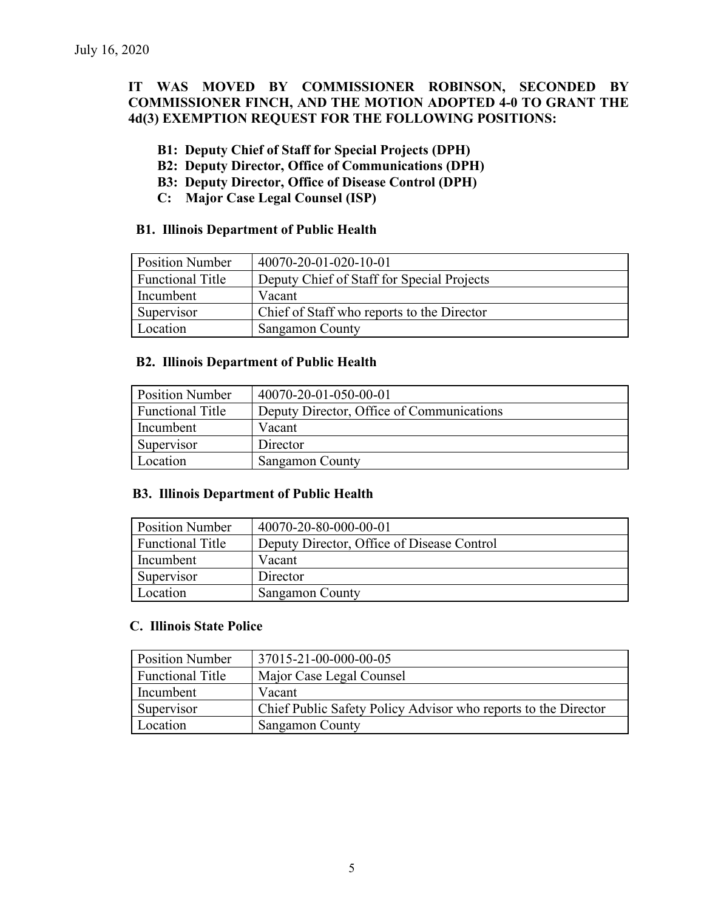July 16, 2020

**IT WAS MOVED BY COMMISSIONER ROBINSON, SECONDED BY COMMISSIONER FINCH, AND THE MOTION ADOPTED 4-0 TO GRANT THE 4d(3) EXEMPTION REQUEST FOR THE FOLLOWING POSITIONS:**

- **B1: Deputy Chief of Staff for Special Projects (DPH)**
- **B2: Deputy Director, Office of Communications (DPH)**
- **B3: Deputy Director, Office of Disease Control (DPH)**
- **C: Major Case Legal Counsel (ISP)**

**B1. Illinois Department of Public Health**

| Position Number | 40070-20-01-020-10-01 |
|---|---|
| Functional Title | Deputy Chief of Staff for Special Projects |
| Incumbent | Vacant |
| Supervisor | Chief of Staff who reports to the Director |
| Location | Sangamon County |

**B2. Illinois Department of Public Health**

| Position Number | 40070-20-01-050-00-01 |
|---|---|
| Functional Title | Deputy Director, Office of Communications |
| Incumbent | Vacant |
| Supervisor | Director |
| Location | Sangamon County |

**B3. Illinois Department of Public Health**

| Position Number | 40070-20-80-000-00-01 |
|---|---|
| Functional Title | Deputy Director, Office of Disease Control |
| Incumbent | Vacant |
| Supervisor | Director |
| Location | Sangamon County |

**C. Illinois State Police**

| Position Number | 37015-21-00-000-00-05 |
|---|---|
| Functional Title | Major Case Legal Counsel |
| Incumbent | Vacant |
| Supervisor | Chief Public Safety Policy Advisor who reports to the Director |
| Location | Sangamon County |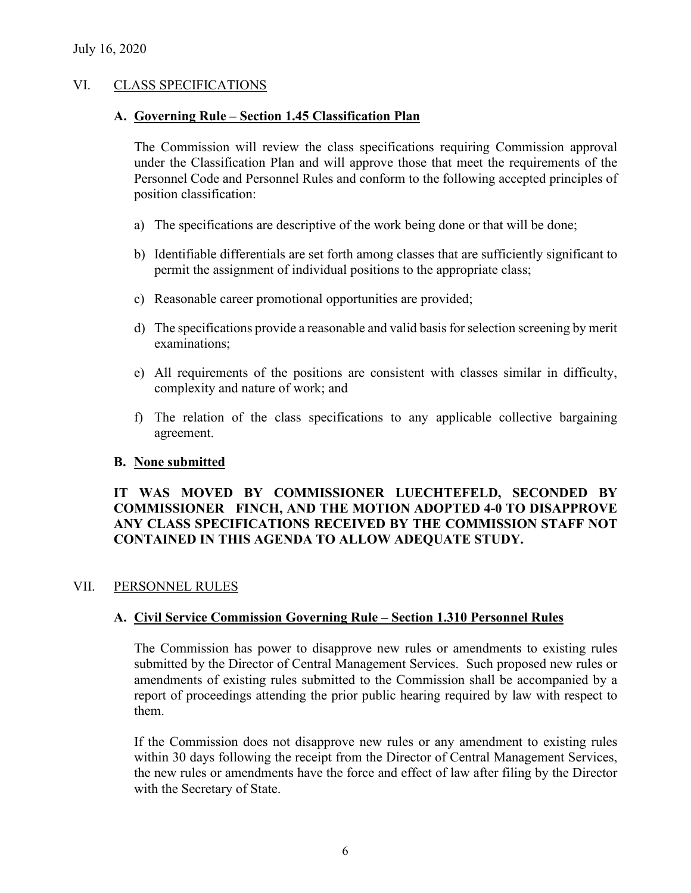July 16, 2020

## VI. CLASS SPECIFICATIONS

### A. Governing Rule – Section 1.45 Classification Plan

The Commission will review the class specifications requiring Commission approval under the Classification Plan and will approve those that meet the requirements of the Personnel Code and Personnel Rules and conform to the following accepted principles of position classification:

a) The specifications are descriptive of the work being done or that will be done;

b) Identifiable differentials are set forth among classes that are sufficiently significant to permit the assignment of individual positions to the appropriate class;

c) Reasonable career promotional opportunities are provided;

d) The specifications provide a reasonable and valid basis for selection screening by merit examinations;

e) All requirements of the positions are consistent with classes similar in difficulty, complexity and nature of work; and

f) The relation of the class specifications to any applicable collective bargaining agreement.

### B. None submitted

**IT WAS MOVED BY COMMISSIONER LUECHTEFELD, SECONDED BY COMMISSIONER FINCH, AND THE MOTION ADOPTED 4-0 TO DISAPPROVE ANY CLASS SPECIFICATIONS RECEIVED BY THE COMMISSION STAFF NOT CONTAINED IN THIS AGENDA TO ALLOW ADEQUATE STUDY.**

## VII. PERSONNEL RULES

### A. Civil Service Commission Governing Rule – Section 1.310 Personnel Rules

The Commission has power to disapprove new rules or amendments to existing rules submitted by the Director of Central Management Services. Such proposed new rules or amendments of existing rules submitted to the Commission shall be accompanied by a report of proceedings attending the prior public hearing required by law with respect to them.

If the Commission does not disapprove new rules or any amendment to existing rules within 30 days following the receipt from the Director of Central Management Services, the new rules or amendments have the force and effect of law after filing by the Director with the Secretary of State.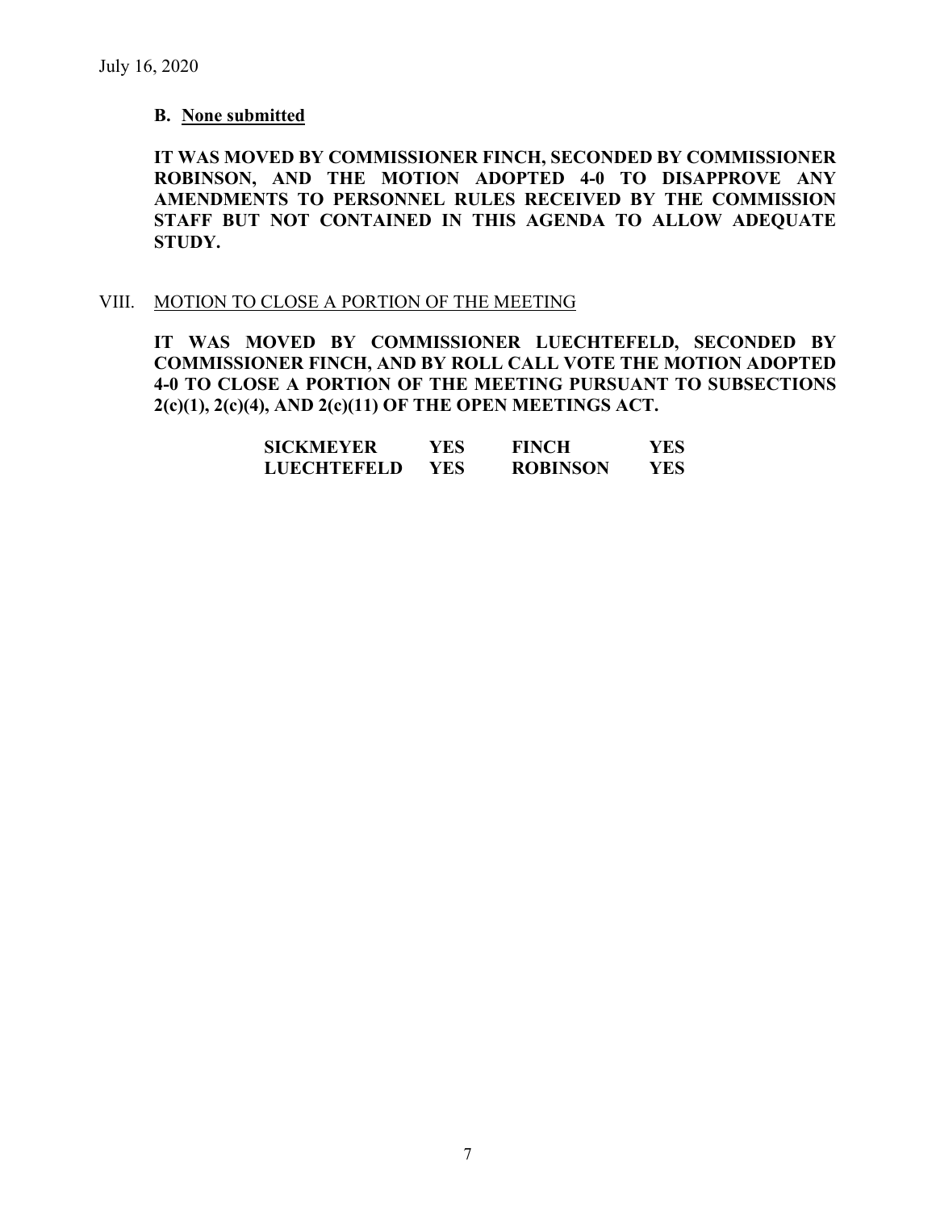July 16, 2020

**B. None submitted**

**IT WAS MOVED BY COMMISSIONER FINCH, SECONDED BY COMMISSIONER ROBINSON, AND THE MOTION ADOPTED 4-0 TO DISAPPROVE ANY AMENDMENTS TO PERSONNEL RULES RECEIVED BY THE COMMISSION STAFF BUT NOT CONTAINED IN THIS AGENDA TO ALLOW ADEQUATE STUDY.**

VIII. MOTION TO CLOSE A PORTION OF THE MEETING

**IT WAS MOVED BY COMMISSIONER LUECHTEFELD, SECONDED BY COMMISSIONER FINCH, AND BY ROLL CALL VOTE THE MOTION ADOPTED 4-0 TO CLOSE A PORTION OF THE MEETING PURSUANT TO SUBSECTIONS 2(c)(1), 2(c)(4), AND 2(c)(11) OF THE OPEN MEETINGS ACT.**

| | | | |
|---|---|---|---|
| **SICKMEYER** | **YES** | **FINCH** | **YES** |
| **LUECHTEFELD** | **YES** | **ROBINSON** | **YES** |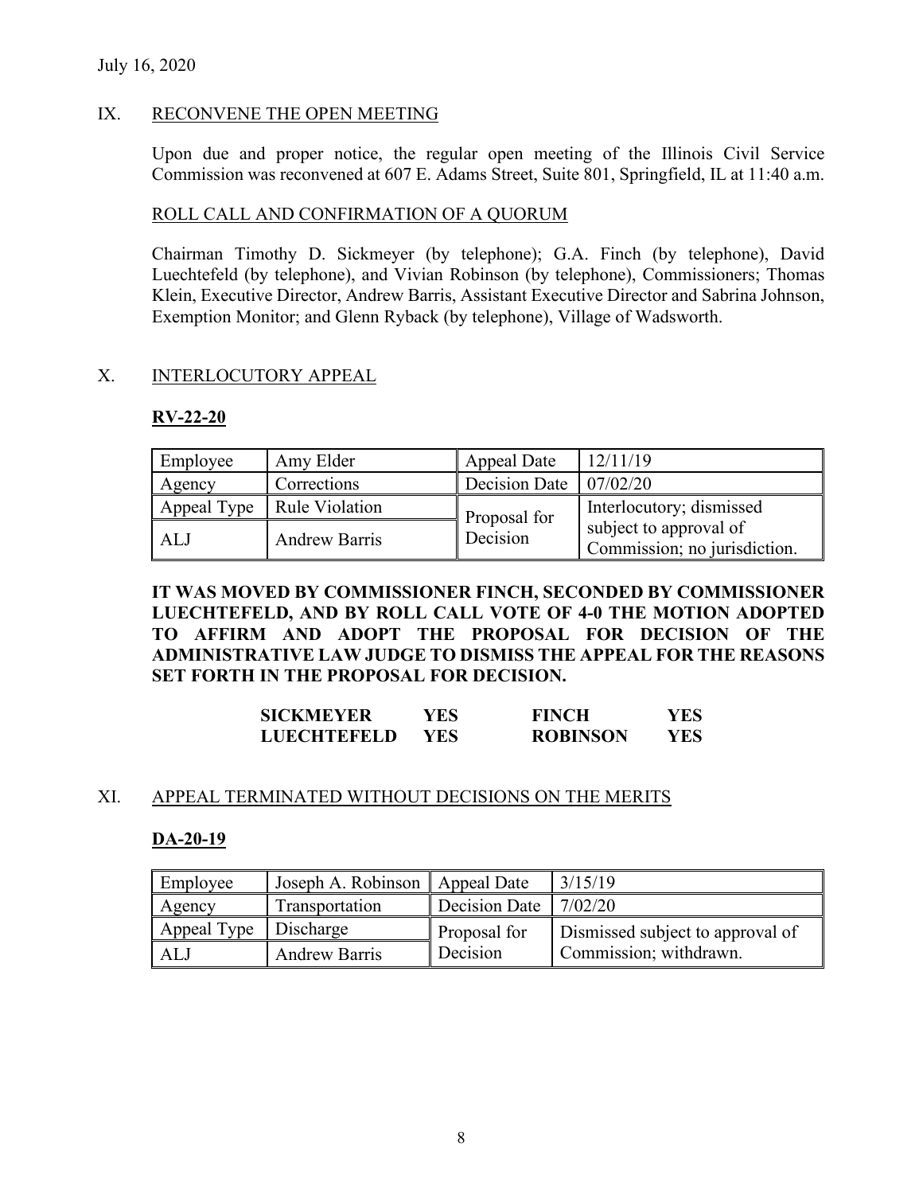July 16, 2020

## IX. RECONVENE THE OPEN MEETING

Upon due and proper notice, the regular open meeting of the Illinois Civil Service Commission was reconvened at 607 E. Adams Street, Suite 801, Springfield, IL at 11:40 a.m.

### ROLL CALL AND CONFIRMATION OF A QUORUM

Chairman Timothy D. Sickmeyer (by telephone); G.A. Finch (by telephone), David Luechtefeld (by telephone), and Vivian Robinson (by telephone), Commissioners; Thomas Klein, Executive Director, Andrew Barris, Assistant Executive Director and Sabrina Johnson, Exemption Monitor; and Glenn Ryback (by telephone), Village of Wadsworth.

## X. INTERLOCUTORY APPEAL

**RV-22-20**

| Employee | Amy Elder | Appeal Date | 12/11/19 |
|---|---|---|---|
| Agency | Corrections | Decision Date | 07/02/20 |
| Appeal Type | Rule Violation | Proposal for Decision | Interlocutory; dismissed subject to approval of Commission; no jurisdiction. |
| ALJ | Andrew Barris | | |

**IT WAS MOVED BY COMMISSIONER FINCH, SECONDED BY COMMISSIONER LUECHTEFELD, AND BY ROLL CALL VOTE OF 4-0 THE MOTION ADOPTED TO AFFIRM AND ADOPT THE PROPOSAL FOR DECISION OF THE ADMINISTRATIVE LAW JUDGE TO DISMISS THE APPEAL FOR THE REASONS SET FORTH IN THE PROPOSAL FOR DECISION.**

| | | | |
|---|---|---|---|
| **SICKMEYER** | **YES** | **FINCH** | **YES** |
| **LUECHTEFELD** | **YES** | **ROBINSON** | **YES** |

## XI. APPEAL TERMINATED WITHOUT DECISIONS ON THE MERITS

**DA-20-19**

| Employee | Joseph A. Robinson | Appeal Date | 3/15/19 |
|---|---|---|---|
| Agency | Transportation | Decision Date | 7/02/20 |
| Appeal Type | Discharge | Proposal for Decision | Dismissed subject to approval of Commission; withdrawn. |
| ALJ | Andrew Barris | | |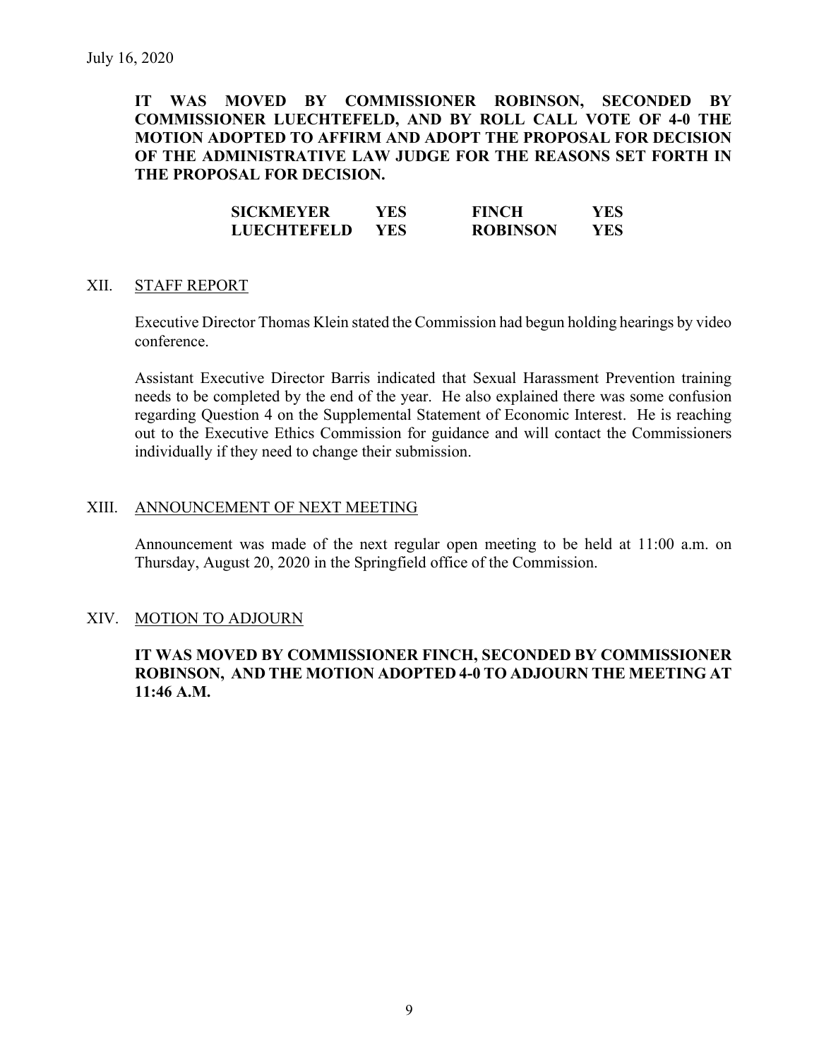**IT WAS MOVED BY COMMISSIONER ROBINSON, SECONDED BY COMMISSIONER LUECHTEFELD, AND BY ROLL CALL VOTE OF 4-0 THE MOTION ADOPTED TO AFFIRM AND ADOPT THE PROPOSAL FOR DECISION OF THE ADMINISTRATIVE LAW JUDGE FOR THE REASONS SET FORTH IN THE PROPOSAL FOR DECISION.**

| | | | |
|---|---|---|---|
| **SICKMEYER** | **YES** | **FINCH** | **YES** |
| **LUECHTEFELD** | **YES** | **ROBINSON** | **YES** |

## XII. STAFF REPORT

Executive Director Thomas Klein stated the Commission had begun holding hearings by video conference.

Assistant Executive Director Barris indicated that Sexual Harassment Prevention training needs to be completed by the end of the year. He also explained there was some confusion regarding Question 4 on the Supplemental Statement of Economic Interest. He is reaching out to the Executive Ethics Commission for guidance and will contact the Commissioners individually if they need to change their submission.

## XIII. ANNOUNCEMENT OF NEXT MEETING

Announcement was made of the next regular open meeting to be held at 11:00 a.m. on Thursday, August 20, 2020 in the Springfield office of the Commission.

## XIV. MOTION TO ADJOURN

**IT WAS MOVED BY COMMISSIONER FINCH, SECONDED BY COMMISSIONER ROBINSON, AND THE MOTION ADOPTED 4-0 TO ADJOURN THE MEETING AT 11:46 A.M.**